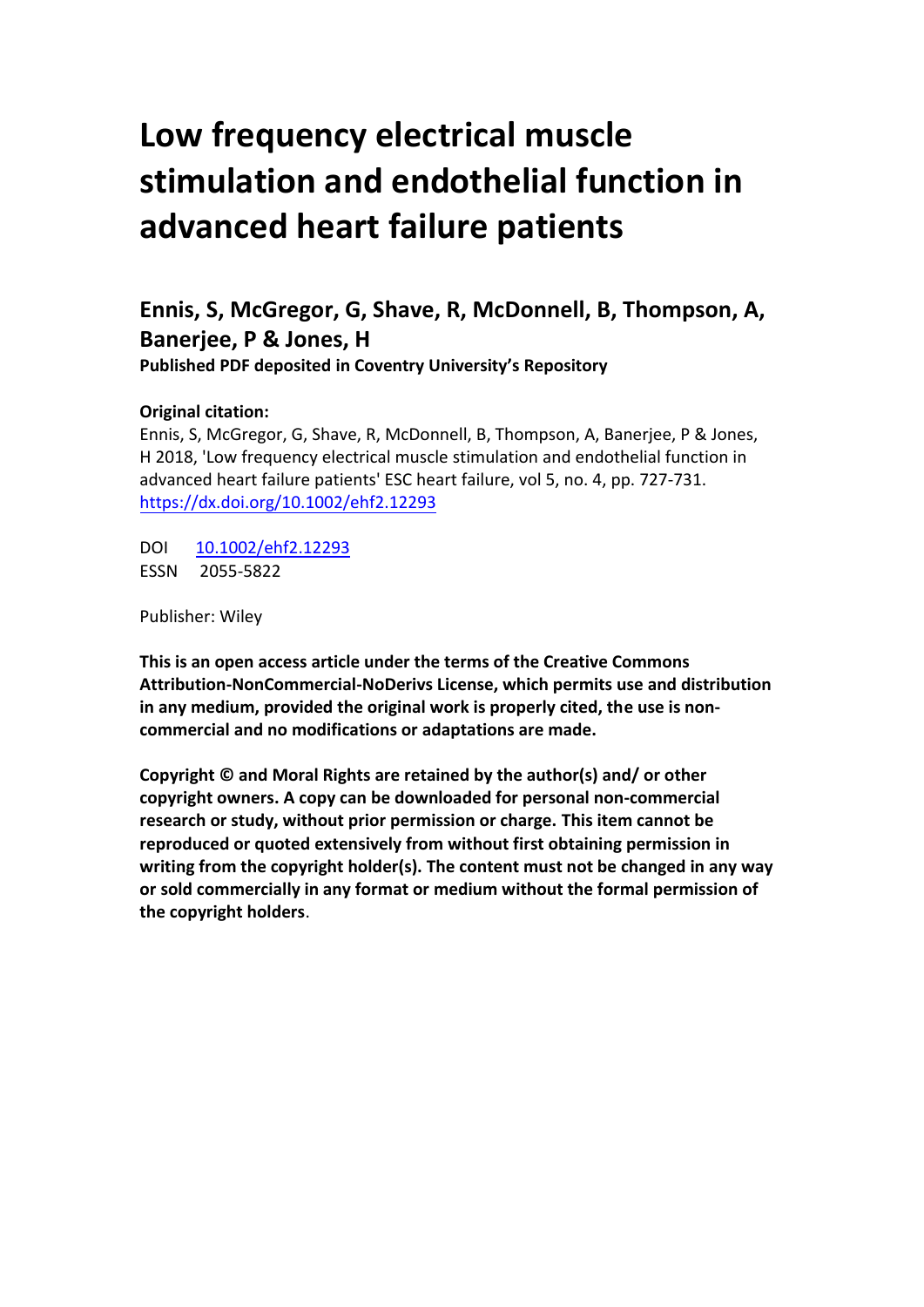# Low frequency electrical muscle stimulation and endothelial function in advanced heart failure patients

## Ennis, S, McGregor, G, Shave, R, McDonnell, B, Thompson, A, Banerjee, P & Jones, H

**Published PDF deposited in Coventry University's Repository**

**Original citation:**

Ennis, S, McGregor, G, Shave, R, McDonnell, B, Thompson, A, Banerjee, P & Jones, H 2018, 'Low frequency electrical muscle stimulation and endothelial function in advanced heart failure patients' ESC heart failure, vol 5, no. 4, pp. 727-731. https://dx.doi.org/10.1002/ehf2.12293

DOI 10.1002/ehf2.12293

ESSN 2055-5822

Publisher: Wiley

**This is an open access article under the terms of the Creative Commons Attribution-NonCommercial-NoDerivs License, which permits use and distribution in any medium, provided the original work is properly cited, the use is non-commercial and no modifications or adaptations are made.**

**Copyright © and Moral Rights are retained by the author(s) and/ or other copyright owners. A copy can be downloaded for personal non-commercial research or study, without prior permission or charge. This item cannot be reproduced or quoted extensively from without first obtaining permission in writing from the copyright holder(s). The content must not be changed in any way or sold commercially in any format or medium without the formal permission of the copyright holders**.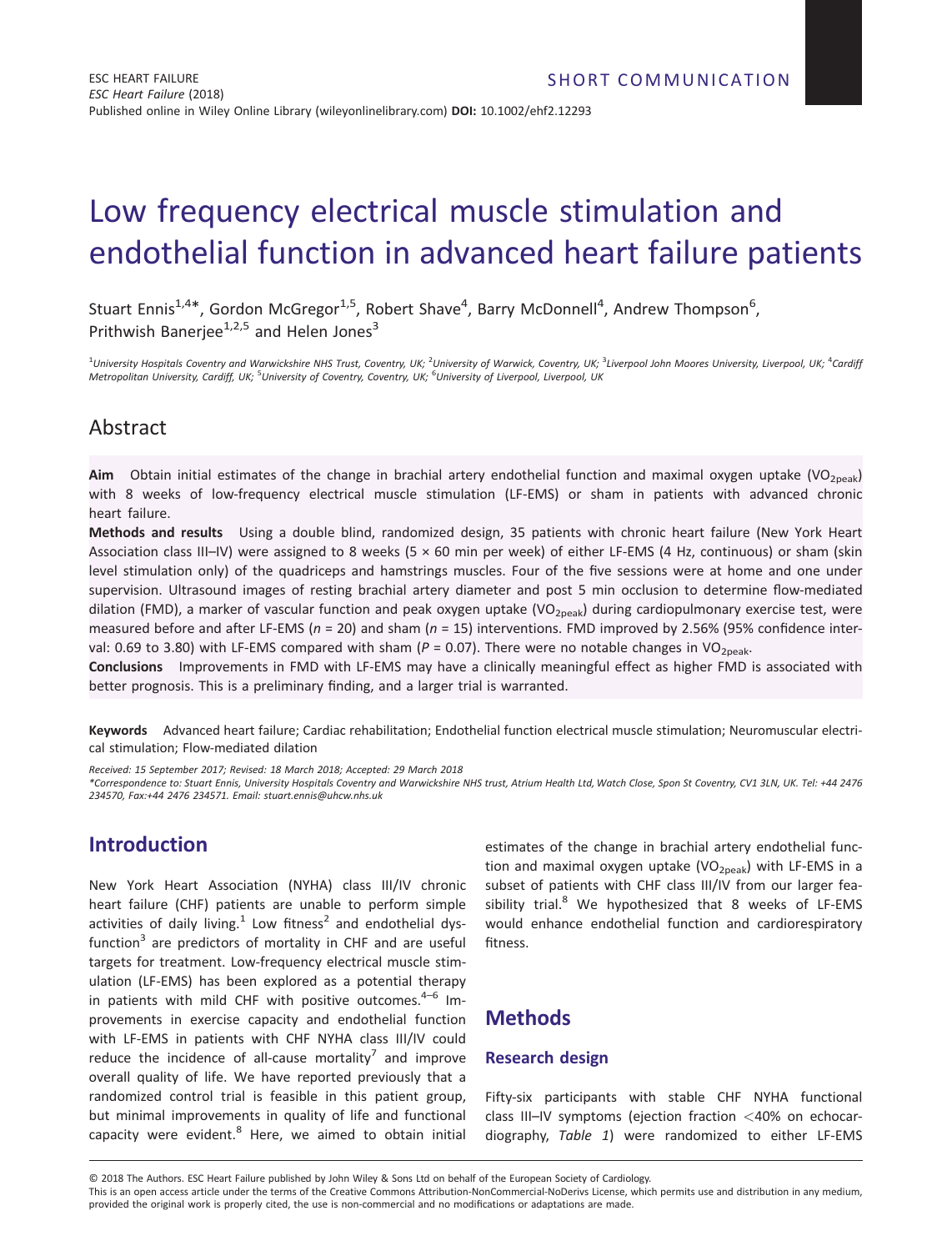# Low frequency electrical muscle stimulation and endothelial function in advanced heart failure patients

Stuart Ennis[1,4]*, Gordon McGregor[1,5], Robert Shave[4], Barry McDonnell[4], Andrew Thompson[6], Prithwish Banerjee[1,2,5] and Helen Jones[3]

[1]*University Hospitals Coventry and Warwickshire NHS Trust, Coventry, UK;* [2]*University of Warwick, Coventry, UK;* [3]*Liverpool John Moores University, Liverpool, UK;* [4]*Cardiff Metropolitan University, Cardiff, UK;* [5]*University of Coventry, Coventry, UK;* [6]*University of Liverpool, Liverpool, UK*

## Abstract

**Aim** Obtain initial estimates of the change in brachial artery endothelial function and maximal oxygen uptake ($VO_{2peak}$) with 8 weeks of low-frequency electrical muscle stimulation (LF-EMS) or sham in patients with advanced chronic heart failure.

**Methods and results** Using a double blind, randomized design, 35 patients with chronic heart failure (New York Heart Association class III–IV) were assigned to 8 weeks (5 × 60 min per week) of either LF-EMS (4 Hz, continuous) or sham (skin level stimulation only) of the quadriceps and hamstrings muscles. Four of the five sessions were at home and one under supervision. Ultrasound images of resting brachial artery diameter and post 5 min occlusion to determine flow-mediated dilation (FMD), a marker of vascular function and peak oxygen uptake ($VO_{2peak}$) during cardiopulmonary exercise test, were measured before and after LF-EMS ($n$ = 20) and sham ($n$ = 15) interventions. FMD improved by 2.56% (95% confidence interval: 0.69 to 3.80) with LF-EMS compared with sham ($P$ = 0.07). There were no notable changes in $VO_{2peak}$.

**Conclusions** Improvements in FMD with LF-EMS may have a clinically meaningful effect as higher FMD is associated with better prognosis. This is a preliminary finding, and a larger trial is warranted.

**Keywords** Advanced heart failure; Cardiac rehabilitation; Endothelial function electrical muscle stimulation; Neuromuscular electrical stimulation; Flow-mediated dilation

*Received: 15 September 2017; Revised: 18 March 2018; Accepted: 29 March 2018*

*\*Correspondence to: Stuart Ennis, University Hospitals Coventry and Warwickshire NHS trust, Atrium Health Ltd, Watch Close, Spon St Coventry, CV1 3LN, UK. Tel: +44 2476 234570, Fax:+44 2476 234571. Email: stuart.ennis@uhcw.nhs.uk*

## Introduction

New York Heart Association (NYHA) class III/IV chronic heart failure (CHF) patients are unable to perform simple activities of daily living.[1] Low fitness[2] and endothelial dysfunction[3] are predictors of mortality in CHF and are useful targets for treatment. Low-frequency electrical muscle stimulation (LF-EMS) has been explored as a potential therapy in patients with mild CHF with positive outcomes.[4–6] Improvements in exercise capacity and endothelial function with LF-EMS in patients with CHF NYHA class III/IV could reduce the incidence of all-cause mortality[7] and improve overall quality of life. We have reported previously that a randomized control trial is feasible in this patient group, but minimal improvements in quality of life and functional capacity were evident.[8] Here, we aimed to obtain initial estimates of the change in brachial artery endothelial function and maximal oxygen uptake ($VO_{2peak}$) with LF-EMS in a subset of patients with CHF class III/IV from our larger feasibility trial.[8] We hypothesized that 8 weeks of LF-EMS would enhance endothelial function and cardiorespiratory fitness.

## Methods

### Research design

Fifty-six participants with stable CHF NYHA functional class III–IV symptoms (ejection fraction <40% on echocardiography, *Table 1*) were randomized to either LF-EMS

© 2018 The Authors. ESC Heart Failure published by John Wiley & Sons Ltd on behalf of the European Society of Cardiology.
This is an open access article under the terms of the Creative Commons Attribution-NonCommercial-NoDerivs License, which permits use and distribution in any medium, provided the original work is properly cited, the use is non-commercial and no modifications or adaptations are made.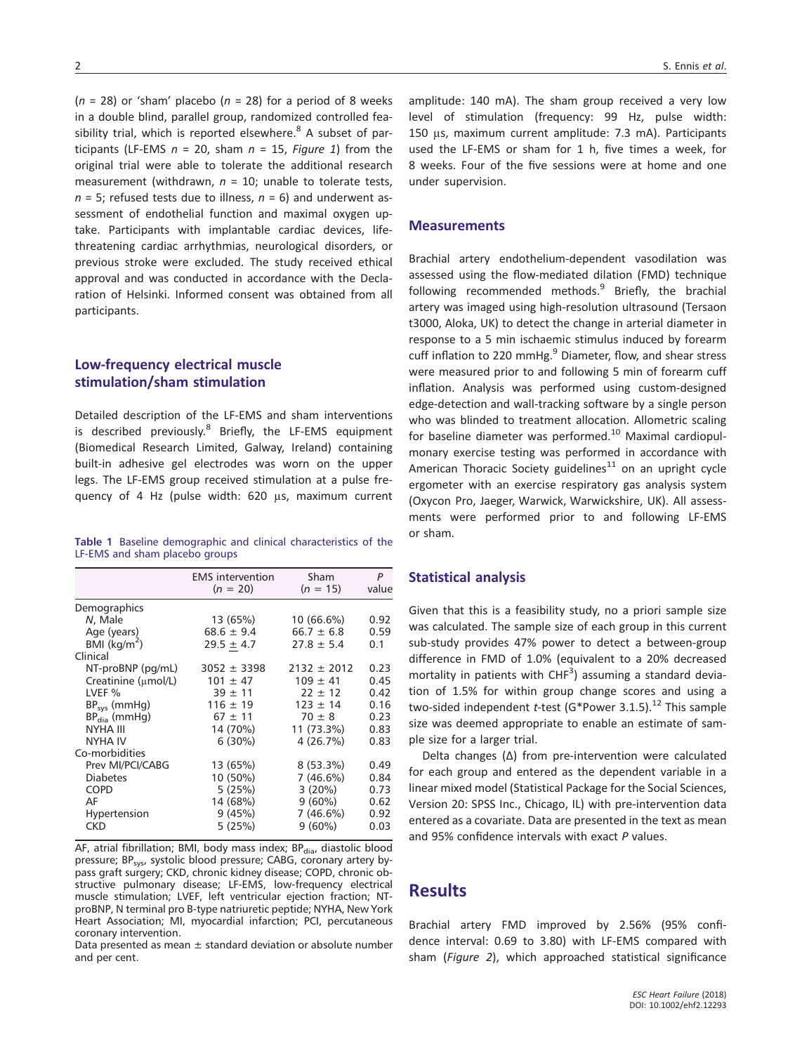($n$ = 28) or 'sham' placebo ($n$ = 28) for a period of 8 weeks in a double blind, parallel group, randomized controlled feasibility trial, which is reported elsewhere.[8] A subset of participants (LF-EMS $n$ = 20, sham $n$ = 15, *Figure 1*) from the original trial were able to tolerate the additional research measurement (withdrawn, $n$ = 10; unable to tolerate tests, $n$ = 5; refused tests due to illness, $n$ = 6) and underwent assessment of endothelial function and maximal oxygen uptake. Participants with implantable cardiac devices, life-threatening cardiac arrhythmias, neurological disorders, or previous stroke were excluded. The study received ethical approval and was conducted in accordance with the Declaration of Helsinki. Informed consent was obtained from all participants.

## Low-frequency electrical muscle stimulation/sham stimulation

Detailed description of the LF-EMS and sham interventions is described previously.[8] Briefly, the LF-EMS equipment (Biomedical Research Limited, Galway, Ireland) containing built-in adhesive gel electrodes was worn on the upper legs. The LF-EMS group received stimulation at a pulse frequency of 4 Hz (pulse width: 620 μs, maximum current amplitude: 140 mA). The sham group received a very low level of stimulation (frequency: 99 Hz, pulse width: 150 μs, maximum current amplitude: 7.3 mA). Participants used the LF-EMS or sham for 1 h, five times a week, for 8 weeks. Four of the five sessions were at home and one under supervision.

**Table 1** Baseline demographic and clinical characteristics of the LF-EMS and sham placebo groups

| | EMS intervention ($n$ = 20) | Sham ($n$ = 15) | $P$ value |
|---|---|---|---|
| Demographics | | | |
| $N$, Male | 13 (65%) | 10 (66.6%) | 0.92 |
| Age (years) | 68.6 ± 9.4 | 66.7 ± 6.8 | 0.59 |
| BMI (kg/m$^2$) | 29.5 ± 4.7 | 27.8 ± 5.4 | 0.1 |
| Clinical | | | |
| NT-proBNP (pg/mL) | 3052 ± 3398 | 2132 ± 2012 | 0.23 |
| Creatinine (μmol/L) | 101 ± 47 | 109 ± 41 | 0.45 |
| LVEF % | 39 ± 11 | 22 ± 12 | 0.42 |
| $BP_{sys}$ (mmHg) | 116 ± 19 | 123 ± 14 | 0.16 |
| $BP_{dia}$ (mmHg) | 67 ± 11 | 70 ± 8 | 0.23 |
| NYHA III | 14 (70%) | 11 (73.3%) | 0.83 |
| NYHA IV | 6 (30%) | 4 (26.7%) | 0.83 |
| Co-morbidities | | | |
| Prev MI/PCI/CABG | 13 (65%) | 8 (53.3%) | 0.49 |
| Diabetes | 10 (50%) | 7 (46.6%) | 0.84 |
| COPD | 5 (25%) | 3 (20%) | 0.73 |
| AF | 14 (68%) | 9 (60%) | 0.62 |
| Hypertension | 9 (45%) | 7 (46.6%) | 0.92 |
| CKD | 5 (25%) | 9 (60%) | 0.03 |

AF, atrial fibrillation; BMI, body mass index; $BP_{dia}$, diastolic blood pressure; $BP_{sys}$, systolic blood pressure; CABG, coronary artery bypass graft surgery; CKD, chronic kidney disease; COPD, chronic obstructive pulmonary disease; LF-EMS, low-frequency electrical muscle stimulation; LVEF, left ventricular ejection fraction; NT-proBNP, N terminal pro B-type natriuretic peptide; NYHA, New York Heart Association; MI, myocardial infarction; PCI, percutaneous coronary intervention.

Data presented as mean ± standard deviation or absolute number and per cent.

## Measurements

Brachial artery endothelium-dependent vasodilation was assessed using the flow-mediated dilation (FMD) technique following recommended methods.[9] Briefly, the brachial artery was imaged using high-resolution ultrasound (Tersaon t3000, Aloka, UK) to detect the change in arterial diameter in response to a 5 min ischaemic stimulus induced by forearm cuff inflation to 220 mmHg.[9] Diameter, flow, and shear stress were measured prior to and following 5 min of forearm cuff inflation. Analysis was performed using custom-designed edge-detection and wall-tracking software by a single person who was blinded to treatment allocation. Allometric scaling for baseline diameter was performed.[10] Maximal cardiopulmonary exercise testing was performed in accordance with American Thoracic Society guidelines[11] on an upright cycle ergometer with an exercise respiratory gas analysis system (Oxycon Pro, Jaeger, Warwick, Warwickshire, UK). All assessments were performed prior to and following LF-EMS or sham.

## Statistical analysis

Given that this is a feasibility study, no a priori sample size was calculated. The sample size of each group in this current sub-study provides 47% power to detect a between-group difference in FMD of 1.0% (equivalent to a 20% decreased mortality in patients with CHF[3]) assuming a standard deviation of 1.5% for within group change scores and using a two-sided independent $t$-test (G*Power 3.1.5).[12] This sample size was deemed appropriate to enable an estimate of sample size for a larger trial.

Delta changes (Δ) from pre-intervention were calculated for each group and entered as the dependent variable in a linear mixed model (Statistical Package for the Social Sciences, Version 20: SPSS Inc., Chicago, IL) with pre-intervention data entered as a covariate. Data are presented in the text as mean and 95% confidence intervals with exact $P$ values.

# Results

Brachial artery FMD improved by 2.56% (95% confidence interval: 0.69 to 3.80) with LF-EMS compared with sham (*Figure 2*), which approached statistical significance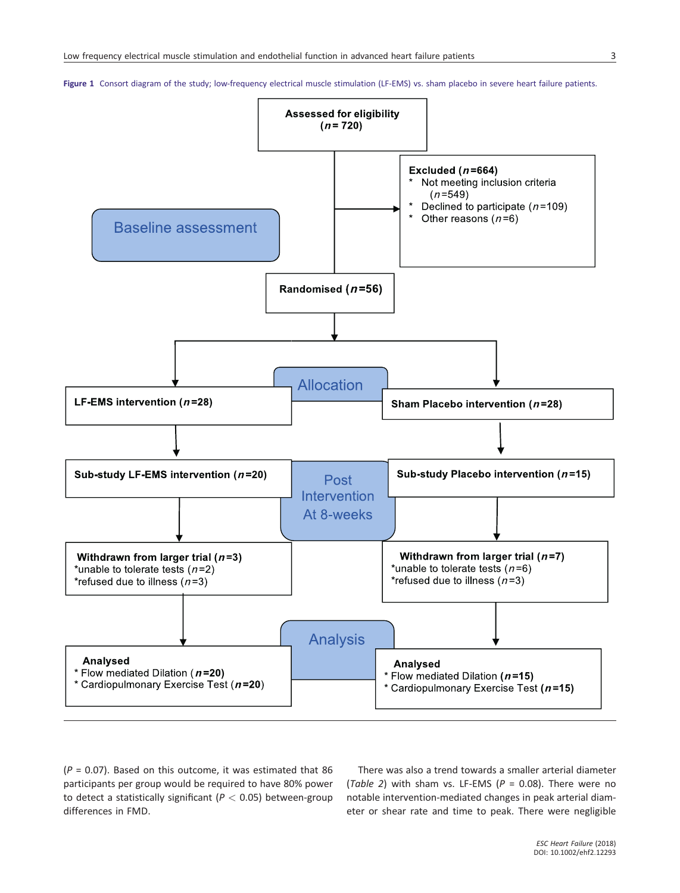**Figure 1** Consort diagram of the study; low-frequency electrical muscle stimulation (LF-EMS) vs. sham placebo in severe heart failure patients.

**Baseline assessment**

**Assessed for eligibility ($n$ = 720)**

**Excluded ($n$=664)**
* Not meeting inclusion criteria ($n$=549)
* Declined to participate ($n$=109)
* Other reasons ($n$=6)

**Randomised ($n$=56)**

**Allocation**

| LF-EMS | Sham Placebo |
|---|---|
| **LF-EMS intervention ($n$=28)** | **Sham Placebo intervention ($n$=28)** |

**Post Intervention At 8-weeks**

| LF-EMS | Sham Placebo |
|---|---|
| **Sub-study LF-EMS intervention ($n$=20)** | **Sub-study Placebo intervention ($n$=15)** |
| **Withdrawn from larger trial ($n$=3)**<br>*unable to tolerate tests ($n$=2)<br>*refused due to illness ($n$=3) | **Withdrawn from larger trial ($n$=7)**<br>*unable to tolerate tests ($n$=6)<br>*refused due to illness ($n$=3) |

**Analysis**

| LF-EMS | Sham Placebo |
|---|---|
| **Analysed**<br>* Flow mediated Dilation (**$n$=20**)<br>* Cardiopulmonary Exercise Test (**$n$=20**) | **Analysed**<br>* Flow mediated Dilation (**$n$=15**)<br>* Cardiopulmonary Exercise Test (**$n$=15**) |

($P$ = 0.07). Based on this outcome, it was estimated that 86 participants per group would be required to have 80% power to detect a statistically significant ($P < 0.05$) between-group differences in FMD.

There was also a trend towards a smaller arterial diameter (*Table 2*) with sham vs. LF-EMS ($P$ = 0.08). There were no notable intervention-mediated changes in peak arterial diameter or shear rate and time to peak. There were negligible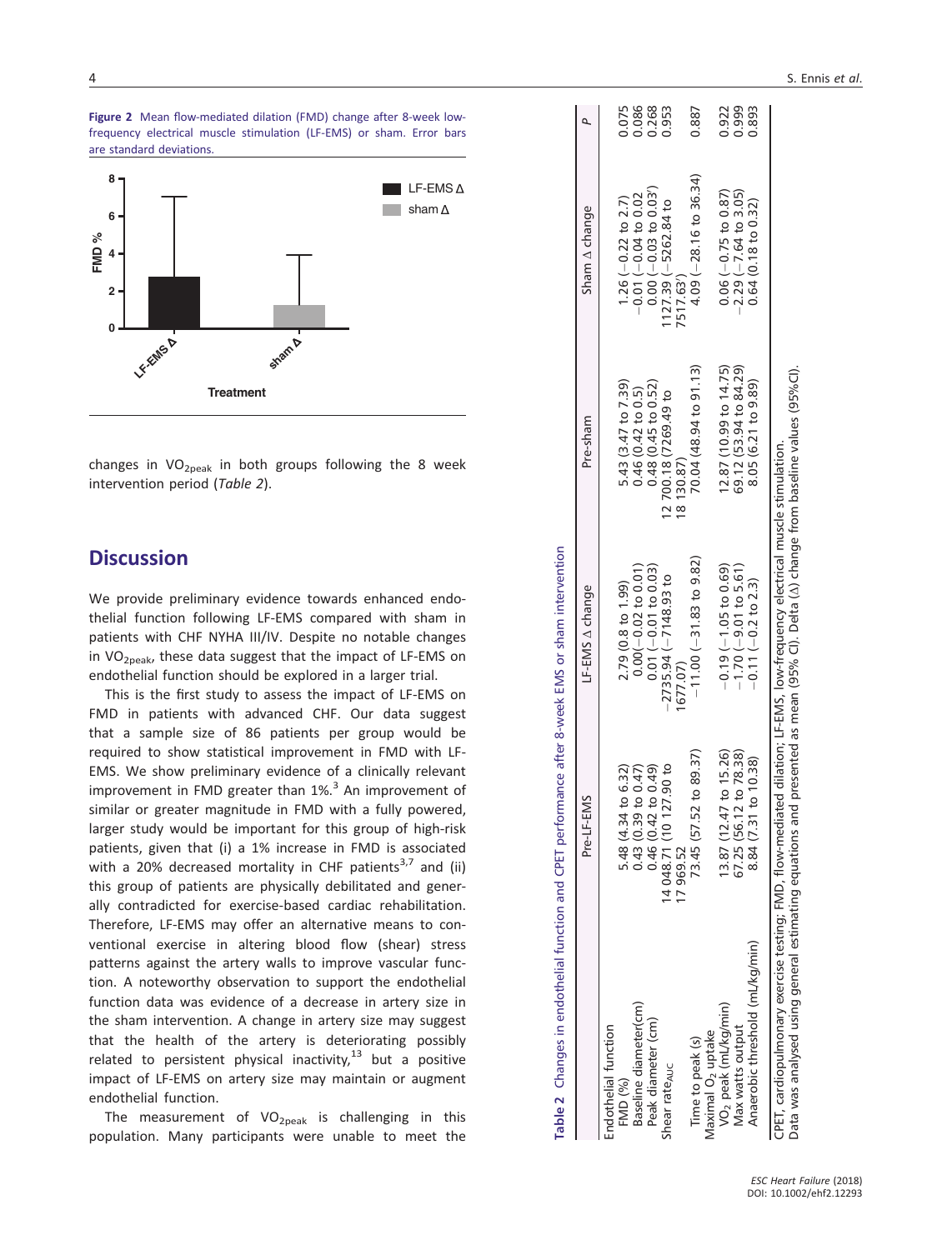Figure 2 Mean flow-mediated dilation (FMD) change after 8-week low-frequency electrical muscle stimulation (LF-EMS) or sham. Error bars are standard deviations.

changes in $VO_{2peak}$ in both groups following the 8 week intervention period (*Table 2*).

## Discussion

We provide preliminary evidence towards enhanced endothelial function following LF-EMS compared with sham in patients with CHF NYHA III/IV. Despite no notable changes in $VO_{2peak}$, these data suggest that the impact of LF-EMS on endothelial function should be explored in a larger trial.

This is the first study to assess the impact of LF-EMS on FMD in patients with advanced CHF. Our data suggest that a sample size of 86 patients per group would be required to show statistical improvement in FMD with LF-EMS. We show preliminary evidence of a clinically relevant improvement in FMD greater than 1%.[3] An improvement of similar or greater magnitude in FMD with a fully powered, larger study would be important for this group of high-risk patients, given that (i) a 1% increase in FMD is associated with a 20% decreased mortality in CHF patients[3,7] and (ii) this group of patients are physically debilitated and generally contradicted for exercise-based cardiac rehabilitation. Therefore, LF-EMS may offer an alternative means to conventional exercise in altering blood flow (shear) stress patterns against the artery walls to improve vascular function. A noteworthy observation to support the endothelial function data was evidence of a decrease in artery size in the sham intervention. A change in artery size may suggest that the health of the artery is deteriorating possibly related to persistent physical inactivity,[13] but a positive impact of LF-EMS on artery size may maintain or augment endothelial function.

The measurement of $VO_{2peak}$ is challenging in this population. Many participants were unable to meet the

**Table 2** Changes in endothelial function and CPET performance after 8-week EMS or sham intervention

| | Pre-LF-EMS | LF-EMS Δ change | Pre-sham | Sham Δ change | P |
|---|---|---|---|---|---|
| Endothelial function | | | | | |
| FMD (%) | 5.48 (4.34 to 6.32) | 2.79 (0.8 to 1.99) | 5.43 (3.47 to 7.39) | 1.26 (−0.22 to 2.7) | 0.075 |
| Baseline diameter(cm) | 0.43 (0.39 to 0.47) | 0.00(−0.02 to 0.01) | 0.46 (0.42 to 0.5) | −0.01 (−0.04 to 0.02 | 0.086 |
| Peak diameter (cm) | 0.46 (0.42 to 0.49) | 0.01 (−0.01 to 0.03) | 0.48 (0.45 to 0.52) | 0.00 (−0.03 to 0.03') | 0.268 |
| Shear $rate_{AUC}$ | 14 048.71 (10 127.90 to 17 969.52 | −2735.94 (−7148.93 to 1677.07) | 12 700.18 (7269.49 to 18 130.87) | 1127.39 (−5262.84 to 7517.63') | 0.953 |
| Time to peak (s) | 73.45 (57.52 to 89.37) | −11.00 (−31.83 to 9.82) | 70.04 (48.94 to 91.13) | 4.09 (−28.16 to 36.34) | 0.887 |
| Maximal $O_2$ uptake | | | | | |
| $VO_2$ peak (mL/kg/min) | 13.87 (12.47 to 15.26) | −0.19 (−1.05 to 0.69) | 12.87 (10.99 to 14.75) | 0.06 (−0.75 to 0.87) | 0.922 |
| Max watts output | 67.25 (56.12 to 78.38) | −1.70 (−9.01 to 5.61) | 69.12 (53.94 to 84.29) | −2.29 (−7.64 to 3.05) | 0.999 |
| Anaerobic threshold (mL/kg/min) | 8.84 (7.31 to 10.38) | −0.11 (−0.2 to 2.3) | 8.05 (6.21 to 9.89) | 0.64 (0.18 to 0.32) | 0.893 |

CPET, cardiopulmonary exercise testing; FMD, flow-mediated dilation; LF-EMS, low-frequency electrical muscle stimulation.
Data was analysed using general estimating equations and presented as mean (95% CI). Delta (Δ) change from baseline values (95%CI).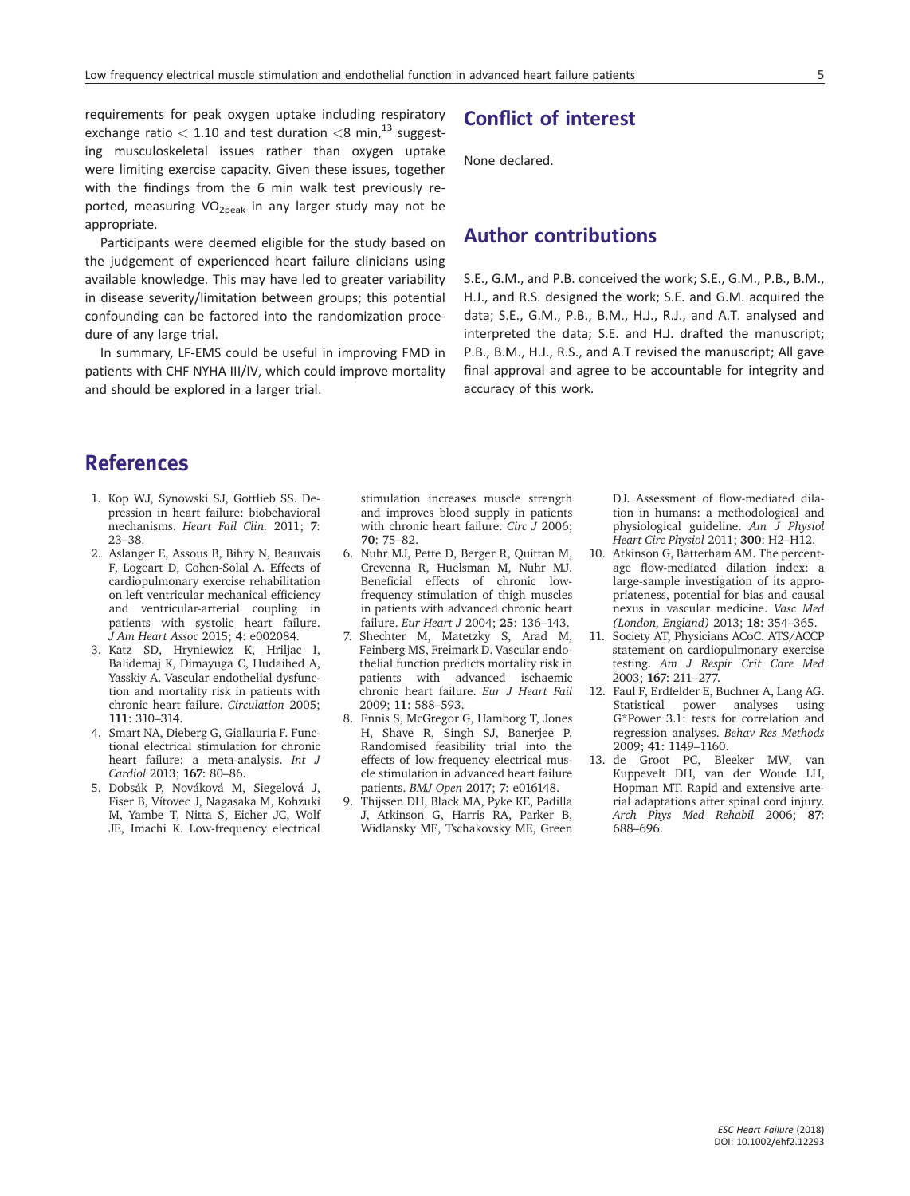requirements for peak oxygen uptake including respiratory exchange ratio $< 1.10$ and test duration $<8$ min,[13] suggesting musculoskeletal issues rather than oxygen uptake were limiting exercise capacity. Given these issues, together with the findings from the 6 min walk test previously reported, measuring $VO_{2peak}$ in any larger study may not be appropriate.

Participants were deemed eligible for the study based on the judgement of experienced heart failure clinicians using available knowledge. This may have led to greater variability in disease severity/limitation between groups; this potential confounding can be factored into the randomization procedure of any large trial.

In summary, LF-EMS could be useful in improving FMD in patients with CHF NYHA III/IV, which could improve mortality and should be explored in a larger trial.

## Conflict of interest

None declared.

## Author contributions

S.E., G.M., and P.B. conceived the work; S.E., G.M., P.B., B.M., H.J., and R.S. designed the work; S.E. and G.M. acquired the data; S.E., G.M., P.B., B.M., H.J., R.J., and A.T. analysed and interpreted the data; S.E. and H.J. drafted the manuscript; P.B., B.M., H.J., R.S., and A.T revised the manuscript; All gave final approval and agree to be accountable for integrity and accuracy of this work.

## References

1. Kop WJ, Synowski SJ, Gottlieb SS. Depression in heart failure: biobehavioral mechanisms. *Heart Fail Clin.* 2011; **7**: 23–38.
2. Aslanger E, Assous B, Bihry N, Beauvais F, Logeart D, Cohen-Solal A. Effects of cardiopulmonary exercise rehabilitation on left ventricular mechanical efficiency and ventricular-arterial coupling in patients with systolic heart failure. *J Am Heart Assoc* 2015; **4**: e002084.
3. Katz SD, Hryniewicz K, Hriljac I, Balidemaj K, Dimayuga C, Hudaihed A, Yasskiy A. Vascular endothelial dysfunction and mortality risk in patients with chronic heart failure. *Circulation* 2005; **111**: 310–314.
4. Smart NA, Dieberg G, Giallauria F. Functional electrical stimulation for chronic heart failure: a meta-analysis. *Int J Cardiol* 2013; **167**: 80–86.
5. Dobsák P, Nováková M, Siegelová J, Fiser B, Vítovec J, Nagasaka M, Kohzuki M, Yambe T, Nitta S, Eicher JC, Wolf JE, Imachi K. Low-frequency electrical stimulation increases muscle strength and improves blood supply in patients with chronic heart failure. *Circ J* 2006; **70**: 75–82.
6. Nuhr MJ, Pette D, Berger R, Quittan M, Crevenna R, Huelsman M, Nuhr MJ. Beneficial effects of chronic low-frequency stimulation of thigh muscles in patients with advanced chronic heart failure. *Eur Heart J* 2004; **25**: 136–143.
7. Shechter M, Matetzky S, Arad M, Feinberg MS, Freimark D. Vascular endothelial function predicts mortality risk in patients with advanced ischaemic chronic heart failure. *Eur J Heart Fail* 2009; **11**: 588–593.
8. Ennis S, McGregor G, Hamborg T, Jones H, Shave R, Singh SJ, Banerjee P. Randomised feasibility trial into the effects of low-frequency electrical muscle stimulation in advanced heart failure patients. *BMJ Open* 2017; **7**: e016148.
9. Thijssen DH, Black MA, Pyke KE, Padilla J, Atkinson G, Harris RA, Parker B, Widlansky ME, Tschakovsky ME, Green DJ. Assessment of flow-mediated dilation in humans: a methodological and physiological guideline. *Am J Physiol Heart Circ Physiol* 2011; **300**: H2–H12.
10. Atkinson G, Batterham AM. The percentage flow-mediated dilation index: a large-sample investigation of its appropriateness, potential for bias and causal nexus in vascular medicine. *Vasc Med (London, England)* 2013; **18**: 354–365.
11. Society AT, Physicians ACoC. ATS/ACCP statement on cardiopulmonary exercise testing. *Am J Respir Crit Care Med* 2003; **167**: 211–277.
12. Faul F, Erdfelder E, Buchner A, Lang AG. Statistical power analyses using G*Power 3.1: tests for correlation and regression analyses. *Behav Res Methods* 2009; **41**: 1149–1160.
13. de Groot PC, Bleeker MW, van Kuppevelt DH, van der Woude LH, Hopman MT. Rapid and extensive arterial adaptations after spinal cord injury. *Arch Phys Med Rehabil* 2006; **87**: 688–696.